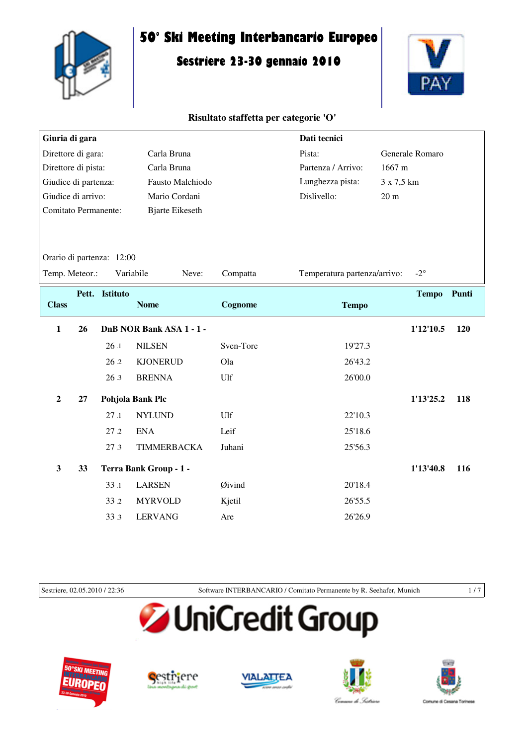# 50° Ski Meeting Interbancario Europeo

## Sestriere 23-30 gennaio 2010

### Risultato staffetta per categorie 'O'

| **Giuria di gara** | | **Dati tecnici** | |
|---|---|---|---|
| Direttore di gara: | Carla Bruna | Pista: | Generale Romaro |
| Direttore di pista: | Carla Bruna | Partenza / Arrivo: | 1667 m |
| Giudice di partenza: | Fausto Malchiodo | Lunghezza pista: | 3 x 7,5 km |
| Giudice di arrivo: | Mario Cordani | Dislivello: | 20 m |
| Comitato Permanente: | Bjarte Eikeseth | | |

Orario di partenza: 12:00

Temp. Meteor.: Variabile    Neve: Compatta    Temperatura partenza/arrivo: -2°

| Class | Pett. | Istituto / Nome | Cognome | Tempo | Tempo | Punti |
|---|---|---|---|---|---|---|
| **1** | **26** | **DnB NOR Bank ASA 1 - 1 -** | | | **1'12'10.5** | **120** |
| | | 26 .1 NILSEN | Sven-Tore | 19'27.3 | | |
| | | 26 .2 KJONERUD | Ola | 26'43.2 | | |
| | | 26 .3 BRENNA | Ulf | 26'00.0 | | |
| **2** | **27** | **Pohjola Bank Plc** | | | **1'13'25.2** | **118** |
| | | 27 .1 NYLUND | Ulf | 22'10.3 | | |
| | | 27 .2 ENA | Leif | 25'18.6 | | |
| | | 27 .3 TIMMERBACKA | Juhani | 25'56.3 | | |
| **3** | **33** | **Terra Bank Group - 1 -** | | | **1'13'40.8** | **116** |
| | | 33 .1 LARSEN | Øivind | 20'18.4 | | |
| | | 33 .2 MYRVOLD | Kjetil | 26'55.5 | | |
| | | 33 .3 LERVANG | Are | 26'26.9 | | |

Sestriere, 02.05.2010 / 22:36    Software INTERBANCARIO / Comitato Permanente by R. Seehafer, Munich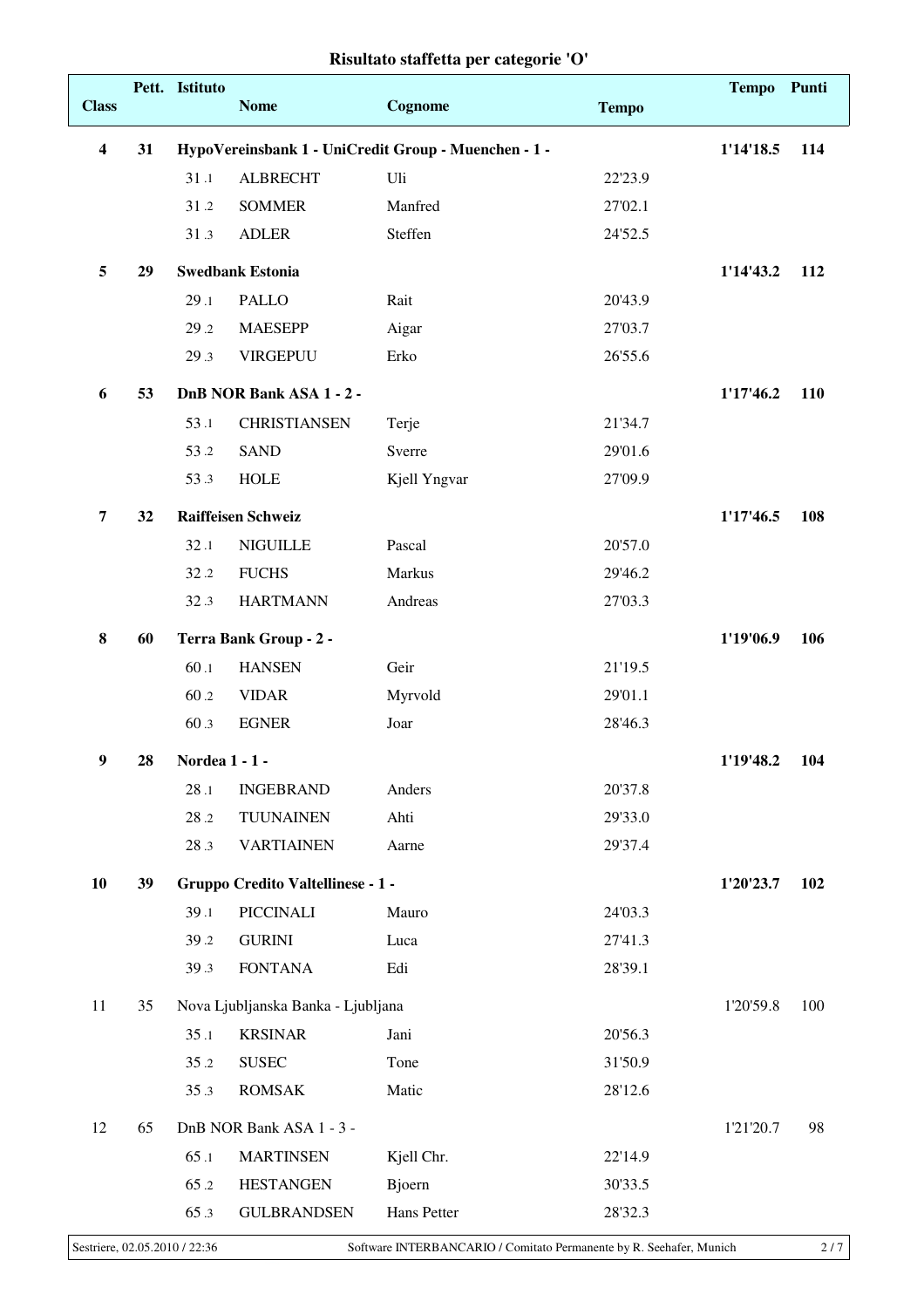# Risultato staffetta per categorie 'O'

| Class | Pett. | Istituto | Nome | Cognome | Tempo | Tempo | Punti |
|---|---|---|---|---|---|---|---|
| **4** | **31** | **HypoVereinsbank 1 - UniCredit Group - Muenchen - 1 -** | | | | **1'14'18.5** | **114** |
| | | 31 .1 | ALBRECHT | Uli | 22'23.9 | | |
| | | 31 .2 | SOMMER | Manfred | 27'02.1 | | |
| | | 31 .3 | ADLER | Steffen | 24'52.5 | | |
| **5** | **29** | **Swedbank Estonia** | | | | **1'14'43.2** | **112** |
| | | 29 .1 | PALLO | Rait | 20'43.9 | | |
| | | 29 .2 | MAESEPP | Aigar | 27'03.7 | | |
| | | 29 .3 | VIRGEPUU | Erko | 26'55.6 | | |
| **6** | **53** | **DnB NOR Bank ASA 1 - 2 -** | | | | **1'17'46.2** | **110** |
| | | 53 .1 | CHRISTIANSEN | Terje | 21'34.7 | | |
| | | 53 .2 | SAND | Sverre | 29'01.6 | | |
| | | 53 .3 | HOLE | Kjell Yngvar | 27'09.9 | | |
| **7** | **32** | **Raiffeisen Schweiz** | | | | **1'17'46.5** | **108** |
| | | 32 .1 | NIGUILLE | Pascal | 20'57.0 | | |
| | | 32 .2 | FUCHS | Markus | 29'46.2 | | |
| | | 32 .3 | HARTMANN | Andreas | 27'03.3 | | |
| **8** | **60** | **Terra Bank Group - 2 -** | | | | **1'19'06.9** | **106** |
| | | 60 .1 | HANSEN | Geir | 21'19.5 | | |
| | | 60 .2 | VIDAR | Myrvold | 29'01.1 | | |
| | | 60 .3 | EGNER | Joar | 28'46.3 | | |
| **9** | **28** | **Nordea 1 - 1 -** | | | | **1'19'48.2** | **104** |
| | | 28 .1 | INGEBRAND | Anders | 20'37.8 | | |
| | | 28 .2 | TUUNAINEN | Ahti | 29'33.0 | | |
| | | 28 .3 | VARTIAINEN | Aarne | 29'37.4 | | |
| **10** | **39** | **Gruppo Credito Valtellinese - 1 -** | | | | **1'20'23.7** | **102** |
| | | 39 .1 | PICCINALI | Mauro | 24'03.3 | | |
| | | 39 .2 | GURINI | Luca | 27'41.3 | | |
| | | 39 .3 | FONTANA | Edi | 28'39.1 | | |
| 11 | 35 | Nova Ljubljanska Banka - Ljubljana | | | | 1'20'59.8 | 100 |
| | | 35 .1 | KRSINAR | Jani | 20'56.3 | | |
| | | 35 .2 | SUSEC | Tone | 31'50.9 | | |
| | | 35 .3 | ROMSAK | Matic | 28'12.6 | | |
| 12 | 65 | DnB NOR Bank ASA 1 - 3 - | | | | 1'21'20.7 | 98 |
| | | 65 .1 | MARTINSEN | Kjell Chr. | 22'14.9 | | |
| | | 65 .2 | HESTANGEN | Bjoern | 30'33.5 | | |
| | | 65 .3 | GULBRANDSEN | Hans Petter | 28'32.3 | | |

Sestriere, 02.05.2010 / 22:36 — Software INTERBANCARIO / Comitato Permanente by R. Seehafer, Munich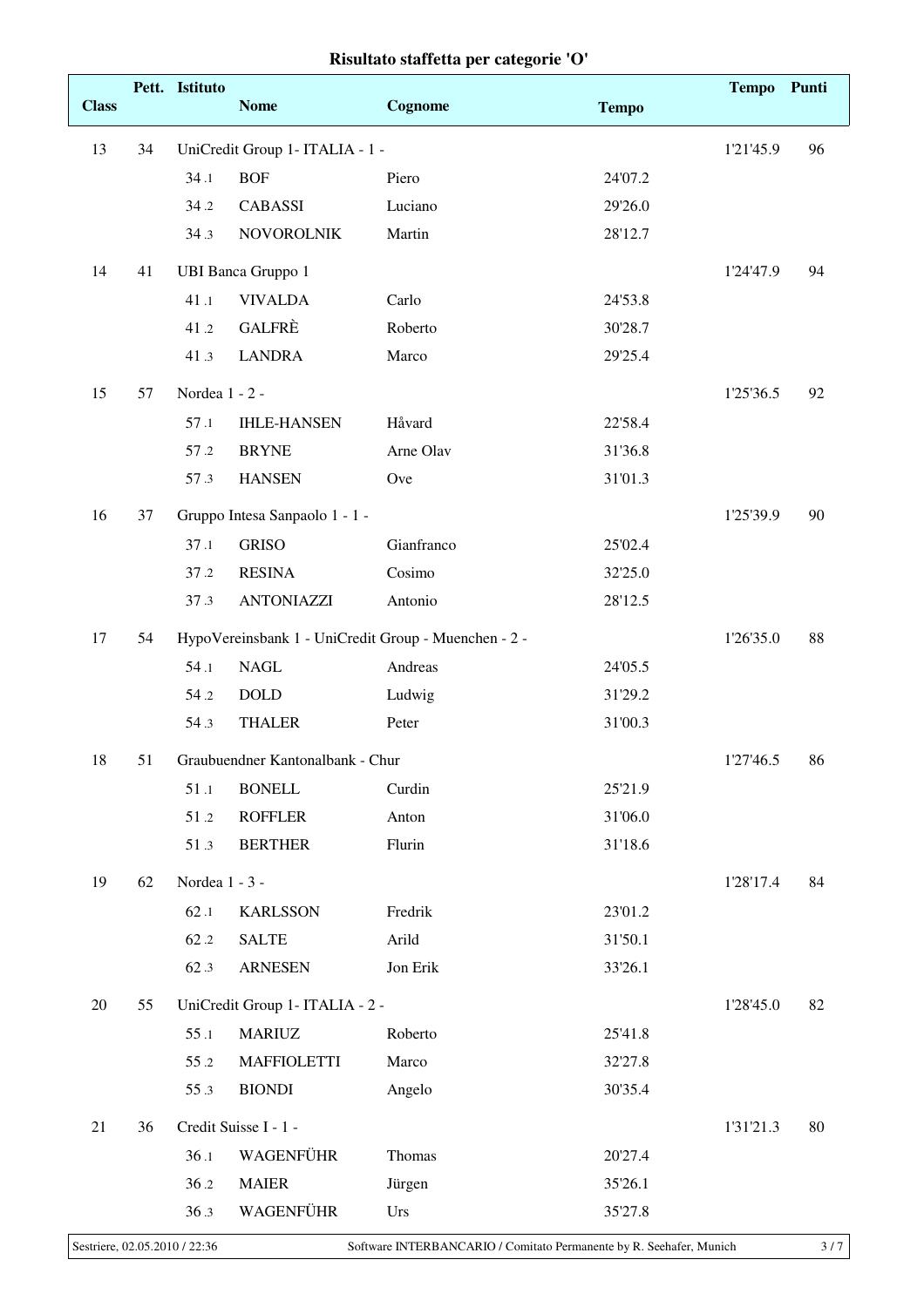# Risultato staffetta per categorie 'O'

| Class | Pett. | Istituto | Nome | Cognome | Tempo | Tempo | Punti |
|---|---|---|---|---|---|---|---|
| 13 | 34 | UniCredit Group 1- ITALIA - 1 - | | | | 1'21'45.9 | 96 |
| | | 34 .1 | BOF | Piero | 24'07.2 | | |
| | | 34 .2 | CABASSI | Luciano | 29'26.0 | | |
| | | 34 .3 | NOVOROLNIK | Martin | 28'12.7 | | |
| 14 | 41 | UBI Banca Gruppo 1 | | | | 1'24'47.9 | 94 |
| | | 41 .1 | VIVALDA | Carlo | 24'53.8 | | |
| | | 41 .2 | GALFRÈ | Roberto | 30'28.7 | | |
| | | 41 .3 | LANDRA | Marco | 29'25.4 | | |
| 15 | 57 | Nordea 1 - 2 - | | | | 1'25'36.5 | 92 |
| | | 57 .1 | IHLE-HANSEN | Håvard | 22'58.4 | | |
| | | 57 .2 | BRYNE | Arne Olav | 31'36.8 | | |
| | | 57 .3 | HANSEN | Ove | 31'01.3 | | |
| 16 | 37 | Gruppo Intesa Sanpaolo 1 - 1 - | | | | 1'25'39.9 | 90 |
| | | 37 .1 | GRISO | Gianfranco | 25'02.4 | | |
| | | 37 .2 | RESINA | Cosimo | 32'25.0 | | |
| | | 37 .3 | ANTONIAZZI | Antonio | 28'12.5 | | |
| 17 | 54 | HypoVereinsbank 1 - UniCredit Group - Muenchen - 2 - | | | | 1'26'35.0 | 88 |
| | | 54 .1 | NAGL | Andreas | 24'05.5 | | |
| | | 54 .2 | DOLD | Ludwig | 31'29.2 | | |
| | | 54 .3 | THALER | Peter | 31'00.3 | | |
| 18 | 51 | Graubuendner Kantonalbank - Chur | | | | 1'27'46.5 | 86 |
| | | 51 .1 | BONELL | Curdin | 25'21.9 | | |
| | | 51 .2 | ROFFLER | Anton | 31'06.0 | | |
| | | 51 .3 | BERTHER | Flurin | 31'18.6 | | |
| 19 | 62 | Nordea 1 - 3 - | | | | 1'28'17.4 | 84 |
| | | 62 .1 | KARLSSON | Fredrik | 23'01.2 | | |
| | | 62 .2 | SALTE | Arild | 31'50.1 | | |
| | | 62 .3 | ARNESEN | Jon Erik | 33'26.1 | | |
| 20 | 55 | UniCredit Group 1- ITALIA - 2 - | | | | 1'28'45.0 | 82 |
| | | 55 .1 | MARIUZ | Roberto | 25'41.8 | | |
| | | 55 .2 | MAFFIOLETTI | Marco | 32'27.8 | | |
| | | 55 .3 | BIONDI | Angelo | 30'35.4 | | |
| 21 | 36 | Credit Suisse I - 1 - | | | | 1'31'21.3 | 80 |
| | | 36 .1 | WAGENFÜHR | Thomas | 20'27.4 | | |
| | | 36 .2 | MAIER | Jürgen | 35'26.1 | | |
| | | 36 .3 | WAGENFÜHR | Urs | 35'27.8 | | |

Sestriere, 02.05.2010 / 22:36 — Software INTERBANCARIO / Comitato Permanente by R. Seehafer, Munich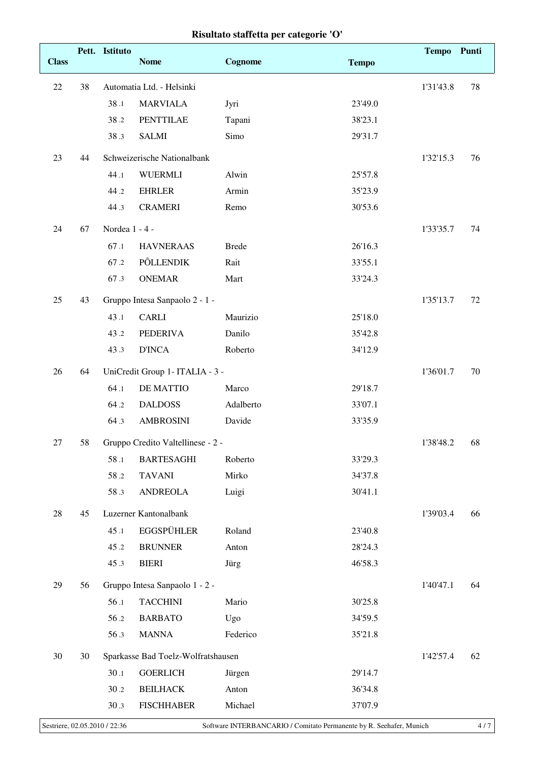# Risultato staffetta per categorie 'O'

| Class | Pett. | Istituto | Nome | Cognome | Tempo | Tempo | Punti |
|---|---|---|---|---|---|---|---|
| 22 | 38 | Automatia Ltd. - Helsinki | | | | 1'31'43.8 | 78 |
| | | 38 .1 | MARVIALA | Jyri | 23'49.0 | | |
| | | 38 .2 | PENTTILAE | Tapani | 38'23.1 | | |
| | | 38 .3 | SALMI | Simo | 29'31.7 | | |
| 23 | 44 | Schweizerische Nationalbank | | | | 1'32'15.3 | 76 |
| | | 44 .1 | WUERMLI | Alwin | 25'57.8 | | |
| | | 44 .2 | EHRLER | Armin | 35'23.9 | | |
| | | 44 .3 | CRAMERI | Remo | 30'53.6 | | |
| 24 | 67 | Nordea 1 - 4 - | | | | 1'33'35.7 | 74 |
| | | 67 .1 | HAVNERAAS | Brede | 26'16.3 | | |
| | | 67 .2 | PÕLLENDIK | Rait | 33'55.1 | | |
| | | 67 .3 | ONEMAR | Mart | 33'24.3 | | |
| 25 | 43 | Gruppo Intesa Sanpaolo 2 - 1 - | | | | 1'35'13.7 | 72 |
| | | 43 .1 | CARLI | Maurizio | 25'18.0 | | |
| | | 43 .2 | PEDERIVA | Danilo | 35'42.8 | | |
| | | 43 .3 | D'INCA | Roberto | 34'12.9 | | |
| 26 | 64 | UniCredit Group 1- ITALIA - 3 - | | | | 1'36'01.7 | 70 |
| | | 64 .1 | DE MATTIO | Marco | 29'18.7 | | |
| | | 64 .2 | DALDOSS | Adalberto | 33'07.1 | | |
| | | 64 .3 | AMBROSINI | Davide | 33'35.9 | | |
| 27 | 58 | Gruppo Credito Valtellinese - 2 - | | | | 1'38'48.2 | 68 |
| | | 58 .1 | BARTESAGHI | Roberto | 33'29.3 | | |
| | | 58 .2 | TAVANI | Mirko | 34'37.8 | | |
| | | 58 .3 | ANDREOLA | Luigi | 30'41.1 | | |
| 28 | 45 | Luzerner Kantonalbank | | | | 1'39'03.4 | 66 |
| | | 45 .1 | EGGSPÜHLER | Roland | 23'40.8 | | |
| | | 45 .2 | BRUNNER | Anton | 28'24.3 | | |
| | | 45 .3 | BIERI | Jürg | 46'58.3 | | |
| 29 | 56 | Gruppo Intesa Sanpaolo 1 - 2 - | | | | 1'40'47.1 | 64 |
| | | 56 .1 | TACCHINI | Mario | 30'25.8 | | |
| | | 56 .2 | BARBATO | Ugo | 34'59.5 | | |
| | | 56 .3 | MANNA | Federico | 35'21.8 | | |
| 30 | 30 | Sparkasse Bad Toelz-Wolfratshausen | | | | 1'42'57.4 | 62 |
| | | 30 .1 | GOERLICH | Jürgen | 29'14.7 | | |
| | | 30 .2 | BEILHACK | Anton | 36'34.8 | | |
| | | 30 .3 | FISCHHABER | Michael | 37'07.9 | | |

Sestriere, 02.05.2010 / 22:36 — Software INTERBANCARIO / Comitato Permanente by R. Seehafer, Munich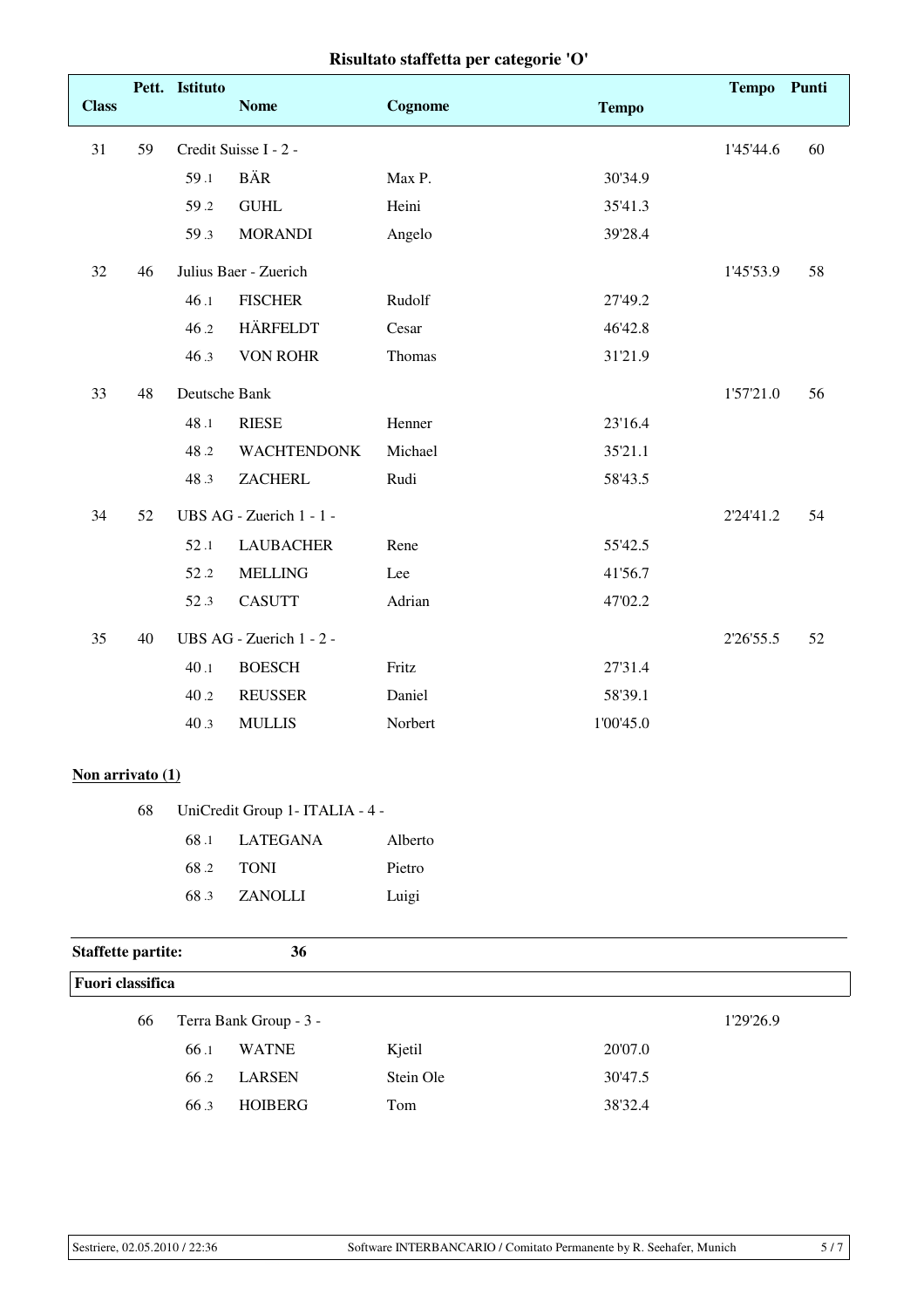# Risultato staffetta per categorie 'O'

| Class | Pett. | Istituto / Nome | Cognome | Tempo | Tempo | Punti |
|---|---|---|---|---|---|---|
| 31 | 59 | Credit Suisse I - 2 - | | | 1'45'44.6 | 60 |
| | 59 .1 | BÄR | Max P. | 30'34.9 | | |
| | 59 .2 | GUHL | Heini | 35'41.3 | | |
| | 59 .3 | MORANDI | Angelo | 39'28.4 | | |
| 32 | 46 | Julius Baer - Zuerich | | | 1'45'53.9 | 58 |
| | 46 .1 | FISCHER | Rudolf | 27'49.2 | | |
| | 46 .2 | HÄRFELDT | Cesar | 46'42.8 | | |
| | 46 .3 | VON ROHR | Thomas | 31'21.9 | | |
| 33 | 48 | Deutsche Bank | | | 1'57'21.0 | 56 |
| | 48 .1 | RIESE | Henner | 23'16.4 | | |
| | 48 .2 | WACHTENDONK | Michael | 35'21.1 | | |
| | 48 .3 | ZACHERL | Rudi | 58'43.5 | | |
| 34 | 52 | UBS AG - Zuerich 1 - 1 - | | | 2'24'41.2 | 54 |
| | 52 .1 | LAUBACHER | Rene | 55'42.5 | | |
| | 52 .2 | MELLING | Lee | 41'56.7 | | |
| | 52 .3 | CASUTT | Adrian | 47'02.2 | | |
| 35 | 40 | UBS AG - Zuerich 1 - 2 - | | | 2'26'55.5 | 52 |
| | 40 .1 | BOESCH | Fritz | 27'31.4 | | |
| | 40 .2 | REUSSER | Daniel | 58'39.1 | | |
| | 40 .3 | MULLIS | Norbert | 1'00'45.0 | | |

**Non arrivato (1)**

| Pett. | Istituto / Nome | Cognome |
|---|---|---|
| 68 | UniCredit Group 1- ITALIA - 4 - | |
| 68 .1 | LATEGANA | Alberto |
| 68 .2 | TONI | Pietro |
| 68 .3 | ZANOLLI | Luigi |

**Staffette partite: 36**

**Fuori classifica**

| Pett. | Istituto / Nome | Cognome | Tempo | Tempo |
|---|---|---|---|---|
| 66 | Terra Bank Group - 3 - | | | 1'29'26.9 |
| 66 .1 | WATNE | Kjetil | 20'07.0 | |
| 66 .2 | LARSEN | Stein Ole | 30'47.5 | |
| 66 .3 | HOIBERG | Tom | 38'32.4 | |

Sestriere, 02.05.2010 / 22:36 — Software INTERBANCARIO / Comitato Permanente by R. Seehafer, Munich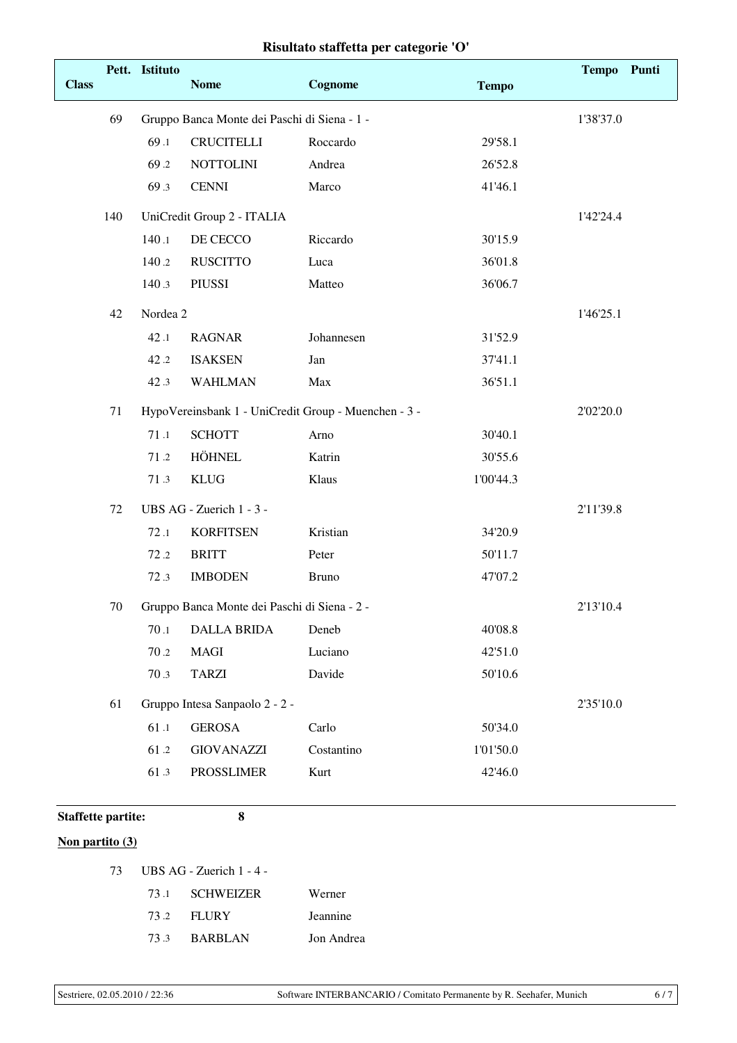## Risultato staffetta per categorie 'O'

| Class | Pett. | Istituto / Nome | Cognome | Tempo | Tempo | Punti |
|---|---|---|---|---|---|---|
| | 69 | Gruppo Banca Monte dei Paschi di Siena - 1 - | | | 1'38'37.0 | |
| | 69 .1 | CRUCITELLI | Roccardo | 29'58.1 | | |
| | 69 .2 | NOTTOLINI | Andrea | 26'52.8 | | |
| | 69 .3 | CENNI | Marco | 41'46.1 | | |
| | 140 | UniCredit Group 2 - ITALIA | | | 1'42'24.4 | |
| | 140 .1 | DE CECCO | Riccardo | 30'15.9 | | |
| | 140 .2 | RUSCITTO | Luca | 36'01.8 | | |
| | 140 .3 | PIUSSI | Matteo | 36'06.7 | | |
| | 42 | Nordea 2 | | | 1'46'25.1 | |
| | 42 .1 | RAGNAR | Johannesen | 31'52.9 | | |
| | 42 .2 | ISAKSEN | Jan | 37'41.1 | | |
| | 42 .3 | WAHLMAN | Max | 36'51.1 | | |
| | 71 | HypoVereinsbank 1 - UniCredit Group - Muenchen - 3 - | | | 2'02'20.0 | |
| | 71 .1 | SCHOTT | Arno | 30'40.1 | | |
| | 71 .2 | HÖHNEL | Katrin | 30'55.6 | | |
| | 71 .3 | KLUG | Klaus | 1'00'44.3 | | |
| | 72 | UBS AG - Zuerich 1 - 3 - | | | 2'11'39.8 | |
| | 72 .1 | KORFITSEN | Kristian | 34'20.9 | | |
| | 72 .2 | BRITT | Peter | 50'11.7 | | |
| | 72 .3 | IMBODEN | Bruno | 47'07.2 | | |
| | 70 | Gruppo Banca Monte dei Paschi di Siena - 2 - | | | 2'13'10.4 | |
| | 70 .1 | DALLA BRIDA | Deneb | 40'08.8 | | |
| | 70 .2 | MAGI | Luciano | 42'51.0 | | |
| | 70 .3 | TARZI | Davide | 50'10.6 | | |
| | 61 | Gruppo Intesa Sanpaolo 2 - 2 - | | | 2'35'10.0 | |
| | 61 .1 | GEROSA | Carlo | 50'34.0 | | |
| | 61 .2 | GIOVANAZZI | Costantino | 1'01'50.0 | | |
| | 61 .3 | PROSSLIMER | Kurt | 42'46.0 | | |

**Staffette partite:** **8**

**Non partito (3)**

| Pett. | Istituto / Nome | Cognome |
|---|---|---|
| 73 | UBS AG - Zuerich 1 - 4 - | |
| 73 .1 | SCHWEIZER | Werner |
| 73 .2 | FLURY | Jeannine |
| 73 .3 | BARBLAN | Jon Andrea |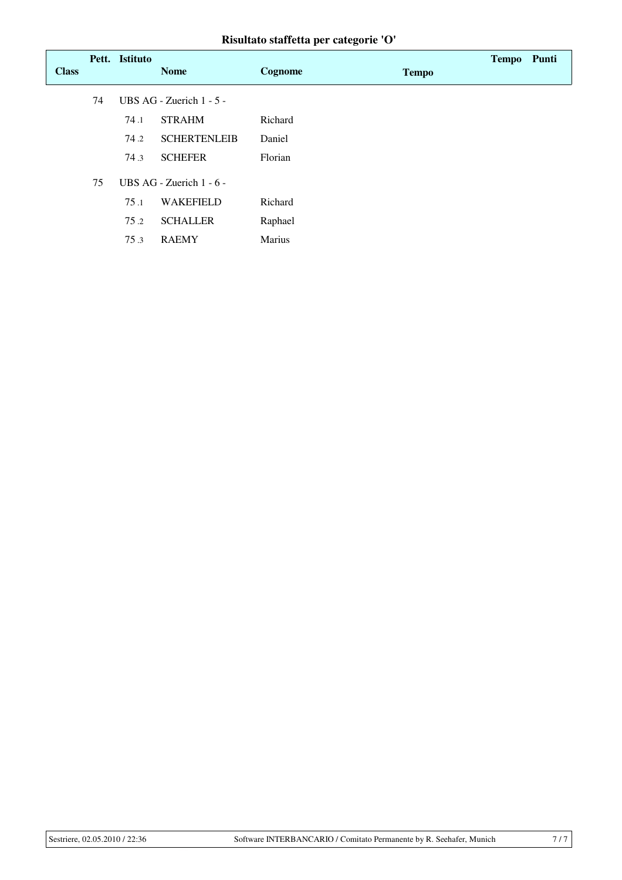## Risultato staffetta per categorie 'O'

| Class | Pett. | Istituto / Nome | Cognome | Tempo | Tempo | Punti |
|---|---|---|---|---|---|---|
| | 74 | UBS AG - Zuerich 1 - 5 - | | | | |
| | 74 .1 | STRAHM | Richard | | | |
| | 74 .2 | SCHERTENLEIB | Daniel | | | |
| | 74 .3 | SCHEFER | Florian | | | |
| | 75 | UBS AG - Zuerich 1 - 6 - | | | | |
| | 75 .1 | WAKEFIELD | Richard | | | |
| | 75 .2 | SCHALLER | Raphael | | | |
| | 75 .3 | RAEMY | Marius | | | |

Sestriere, 02.05.2010 / 22:36 — Software INTERBANCARIO / Comitato Permanente by R. Seehafer, Munich